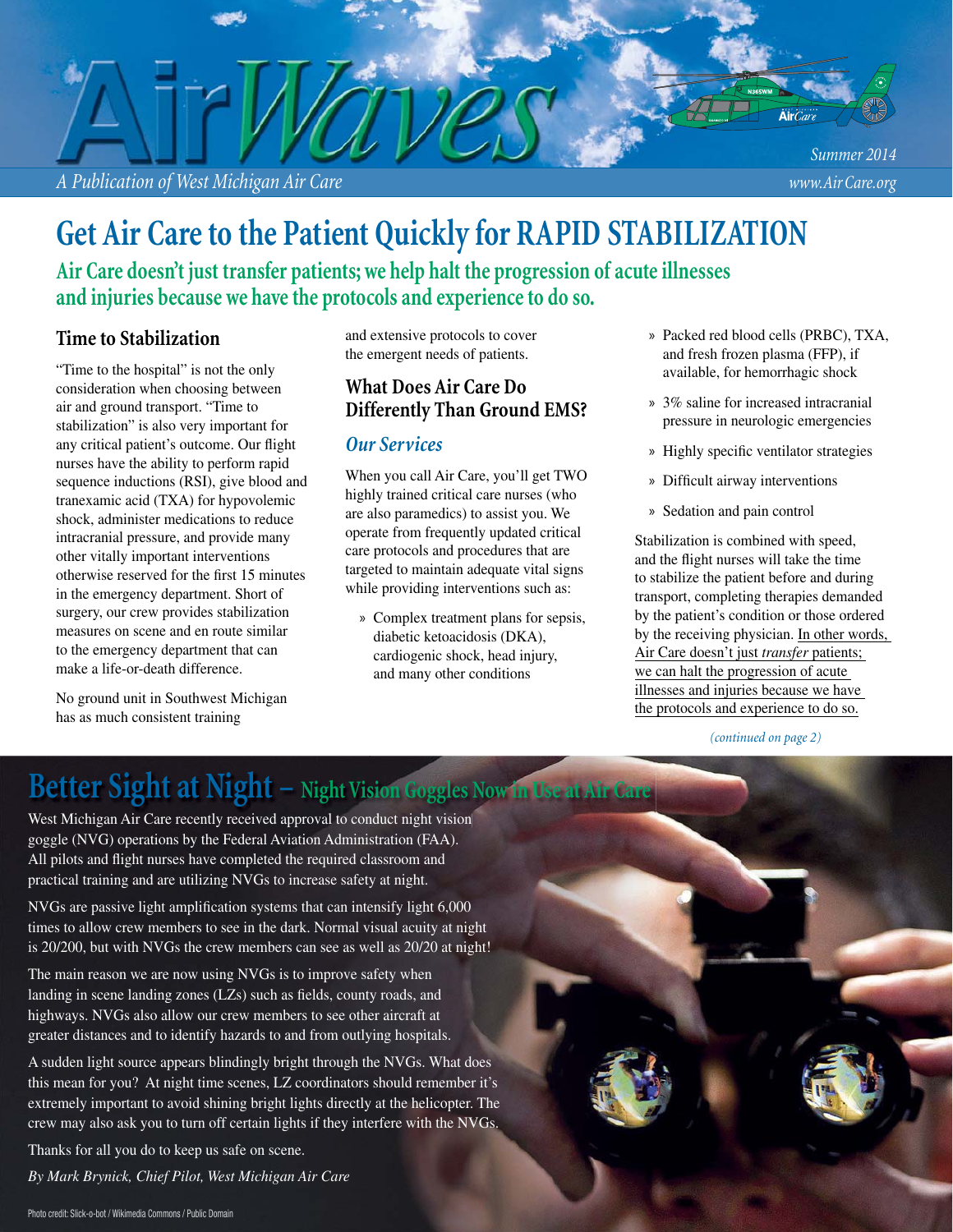# AirWaves

A Publication of West Michigan Air Care

Summer 2014

www.AirCare.org

# Get Air Care to the Patient Quickly for RAPID STABILIZATION

## Air Care doesn't just transfer patients; we help halt the progression of acute illnesses and injuries because we have the protocols and experience to do so.

### Time to Stabilization

"Time to the hospital" is not the only consideration when choosing between air and ground transport. "Time to stabilization" is also very important for any critical patient's outcome. Our flight nurses have the ability to perform rapid sequence inductions (RSI), give blood and tranexamic acid (TXA) for hypovolemic shock, administer medications to reduce intracranial pressure, and provide many other vitally important interventions otherwise reserved for the first 15 minutes in the emergency department. Short of surgery, our crew provides stabilization measures on scene and en route similar to the emergency department that can make a life-or-death difference.

No ground unit in Southwest Michigan has as much consistent training and extensive protocols to cover the emergent needs of patients.

### What Does Air Care Do Differently Than Ground EMS?

#### *Our Services*

When you call Air Care, you'll get TWO highly trained critical care nurses (who are also paramedics) to assist you. We operate from frequently updated critical care protocols and procedures that are targeted to maintain adequate vital signs while providing interventions such as:

- Complex treatment plans for sepsis, diabetic ketoacidosis (DKA), cardiogenic shock, head injury, and many other conditions
- Packed red blood cells (PRBC), TXA, and fresh frozen plasma (FFP), if available, for hemorrhagic shock
- 3% saline for increased intracranial pressure in neurologic emergencies
- Highly specific ventilator strategies
- Difficult airway interventions
- Sedation and pain control

Stabilization is combined with speed, and the flight nurses will take the time to stabilize the patient before and during transport, completing therapies demanded by the patient's condition or those ordered by the receiving physician. In other words, Air Care doesn't just *transfer* patients; we can halt the progression of acute illnesses and injuries because we have the protocols and experience to do so.

*(continued on page 2)*

## Better Sight at Night – Night Vision Goggles Now in Use at Air Care

West Michigan Air Care recently received approval to conduct night vision goggle (NVG) operations by the Federal Aviation Administration (FAA). All pilots and flight nurses have completed the required classroom and practical training and are utilizing NVGs to increase safety at night.

NVGs are passive light amplification systems that can intensify light 6,000 times to allow crew members to see in the dark. Normal visual acuity at night is 20/200, but with NVGs the crew members can see as well as 20/20 at night!

The main reason we are now using NVGs is to improve safety when landing in scene landing zones (LZs) such as fields, county roads, and highways. NVGs also allow our crew members to see other aircraft at greater distances and to identify hazards to and from outlying hospitals.

A sudden light source appears blindingly bright through the NVGs. What does this mean for you? At night time scenes, LZ coordinators should remember it's extremely important to avoid shining bright lights directly at the helicopter. The crew may also ask you to turn off certain lights if they interfere with the NVGs.

Thanks for all you do to keep us safe on scene.

*By Mark Brynick, Chief Pilot, West Michigan Air Care*

Photo credit: Slick-o-bot / Wikimedia Commons / Public Domain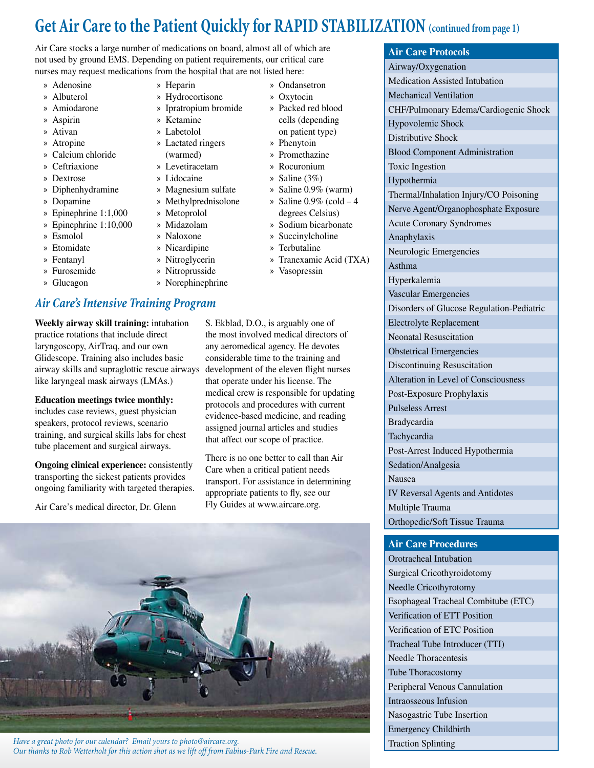# Get Air Care to the Patient Quickly for RAPID STABILIZATION (continued from page 1)

Air Care stocks a large number of medications on board, almost all of which are not used by ground EMS. Depending on patient requirements, our critical care nurses may request medications from the hospital that are not listed here:

- Adenosine
- Albuterol
- Amiodarone
- Aspirin
- Ativan
- Atropine
- Calcium chloride
- Ceftriaxione
- Dextrose
- Diphenhydramine
- Dopamine
- Epinephrine 1:1,000
- Epinephrine 1:10,000
- Esmolol
- Etomidate
- Fentanyl
- Furosemide
- Glucagon
- Heparin
- Hydrocortisone
- Ipratropium bromide
- Ketamine
- Labetolol
- Lactated ringers (warmed)
- Levetiracetam
- Lidocaine
- Magnesium sulfate
- Methylprednisolone
- Metoprolol
- Midazolam
- Naloxone
- Nicardipine
- Nitroglycerin
- Nitroprusside
- Norephinephrine
- Ondansetron
- Oxytocin
- Packed red blood cells (depending on patient type)
- Phenytoin
- Promethazine
- Rocuronium
- Saline (3%)
- Saline 0.9% (warm)
- Saline 0.9% (cold – 4 degrees Celsius)
- Sodium bicarbonate
- Succinylcholine
- Terbutaline
- Tranexamic Acid (TXA)
- Vasopressin

## *Air Care's Intensive Training Program*

**Weekly airway skill training:** intubation practice rotations that include direct laryngoscopy, AirTraq, and our own Glidescope. Training also includes basic airway skills and supraglottic rescue airways like laryngeal mask airways (LMAs.)

**Education meetings twice monthly:** includes case reviews, guest physician speakers, protocol reviews, scenario training, and surgical skills labs for chest tube placement and surgical airways.

**Ongoing clinical experience:** consistently transporting the sickest patients provides ongoing familiarity with targeted therapies.

Air Care's medical director, Dr. Glenn S. Ekblad, D.O., is arguably one of the most involved medical directors of any aeromedical agency. He devotes considerable time to the training and development of the eleven flight nurses that operate under his license. The medical crew is responsible for updating protocols and procedures with current evidence-based medicine, and reading assigned journal articles and studies that affect our scope of practice.

There is no one better to call than Air Care when a critical patient needs transport. For assistance in determining appropriate patients to fly, see our Fly Guides at www.aircare.org.

*Have a great photo for our calendar? Email yours to photo@aircare.org.*
*Our thanks to Rob Wetterholt for this action shot as we lift off from Fabius-Park Fire and Rescue.*

| Air Care Protocols |
|---|
| Airway/Oxygenation |
| Medication Assisted Intubation |
| Mechanical Ventilation |
| CHF/Pulmonary Edema/Cardiogenic Shock |
| Hypovolemic Shock |
| Distributive Shock |
| Blood Component Administration |
| Toxic Ingestion |
| Hypothermia |
| Thermal/Inhalation Injury/CO Poisoning |
| Nerve Agent/Organophosphate Exposure |
| Acute Coronary Syndromes |
| Anaphylaxis |
| Neurologic Emergencies |
| Asthma |
| Hyperkalemia |
| Vascular Emergencies |
| Disorders of Glucose Regulation-Pediatric |
| Electrolyte Replacement |
| Neonatal Resuscitation |
| Obstetrical Emergencies |
| Discontinuing Resuscitation |
| Alteration in Level of Consciousness |
| Post-Exposure Prophylaxis |
| Pulseless Arrest |
| Bradycardia |
| Tachycardia |
| Post-Arrest Induced Hypothermia |
| Sedation/Analgesia |
| Nausea |
| IV Reversal Agents and Antidotes |
| Multiple Trauma |
| Orthopedic/Soft Tissue Trauma |

| Air Care Procedures |
|---|
| Orotracheal Intubation |
| Surgical Cricothyroidotomy |
| Needle Cricothyrotomy |
| Esophageal Tracheal Combitube (ETC) |
| Verification of ETT Position |
| Verification of ETC Position |
| Tracheal Tube Introducer (TTI) |
| Needle Thoracentesis |
| Tube Thoracostomy |
| Peripheral Venous Cannulation |
| Intraosseous Infusion |
| Nasogastric Tube Insertion |
| Emergency Childbirth |
| Traction Splinting |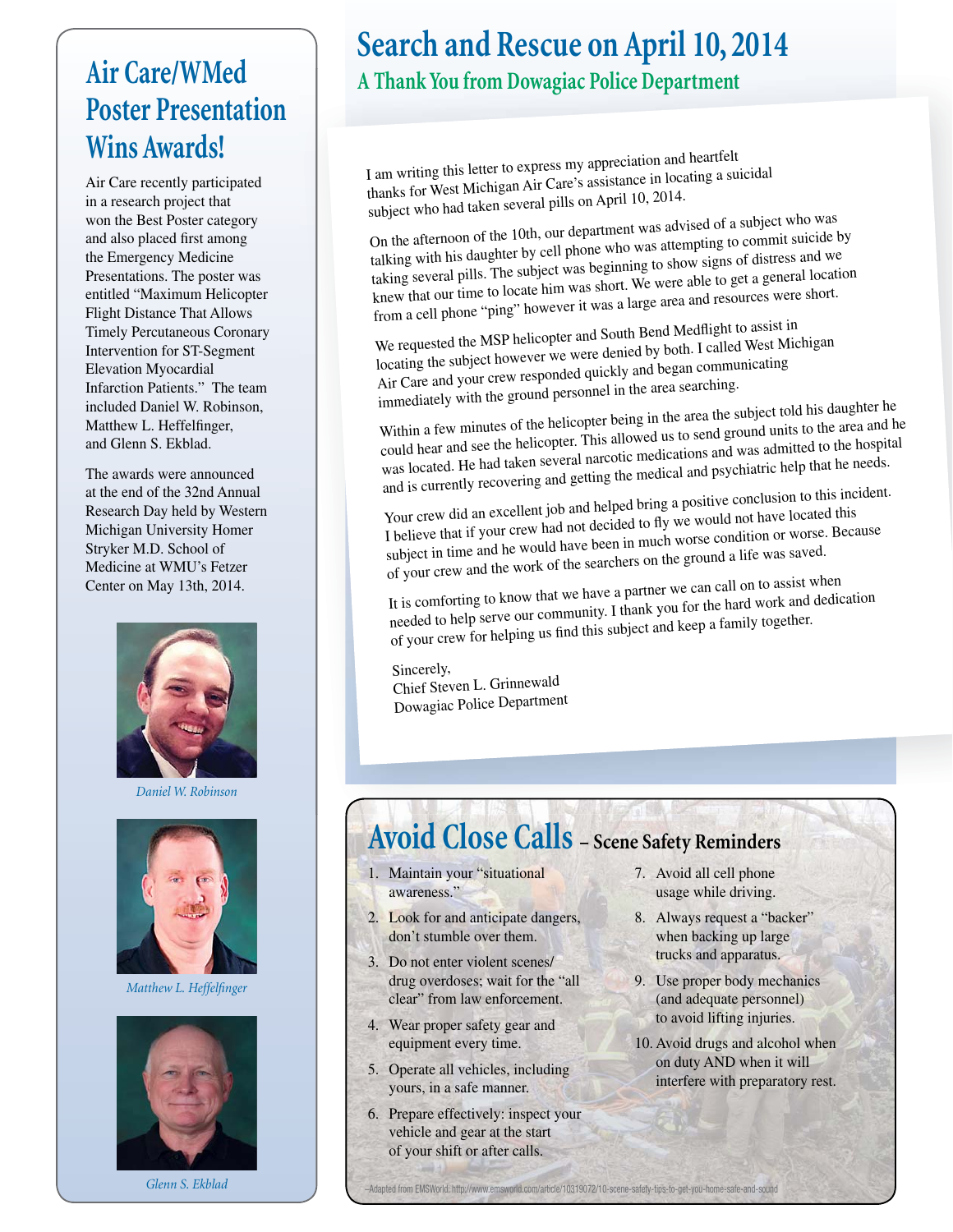## Air Care/WMed Poster Presentation Wins Awards!

Air Care recently participated in a research project that won the Best Poster category and also placed first among the Emergency Medicine Presentations. The poster was entitled "Maximum Helicopter Flight Distance That Allows Timely Percutaneous Coronary Intervention for ST-Segment Elevation Myocardial Infarction Patients." The team included Daniel W. Robinson, Matthew L. Heffelfinger, and Glenn S. Ekblad.

The awards were announced at the end of the 32nd Annual Research Day held by Western Michigan University Homer Stryker M.D. School of Medicine at WMU's Fetzer Center on May 13th, 2014.

*Daniel W. Robinson*

*Matthew L. Heffelfinger*

*Glenn S. Ekblad*

# Search and Rescue on April 10, 2014

## A Thank You from Dowagiac Police Department

I am writing this letter to express my appreciation and heartfelt thanks for West Michigan Air Care's assistance in locating a suicidal subject who had taken several pills on April 10, 2014.

On the afternoon of the 10th, our department was advised of a subject who was talking with his daughter by cell phone who was attempting to commit suicide by taking several pills. The subject was beginning to show signs of distress and we knew that our time to locate him was short. We were able to get a general location from a cell phone "ping" however it was a large area and resources were short.

We requested the MSP helicopter and South Bend Medflight to assist in locating the subject however we were denied by both. I called West Michigan Air Care and your crew responded quickly and began communicating immediately with the ground personnel in the area searching.

Within a few minutes of the helicopter being in the area the subject told his daughter he could hear and see the helicopter. This allowed us to send ground units to the area and he was located. He had taken several narcotic medications and was admitted to the hospital and is currently recovering and getting the medical and psychiatric help that he needs.

Your crew did an excellent job and helped bring a positive conclusion to this incident. I believe that if your crew had not decided to fly we would not have located this subject in time and he would have been in much worse condition or worse. Because of your crew and the work of the searchers on the ground a life was saved.

It is comforting to know that we have a partner we can call on to assist when needed to help serve our community. I thank you for the hard work and dedication of your crew for helping us find this subject and keep a family together.

Sincerely,
Chief Steven L. Grinnewald
Dowagiac Police Department

## Avoid Close Calls – Scene Safety Reminders

1. Maintain your "situational awareness."
2. Look for and anticipate dangers, don't stumble over them.
3. Do not enter violent scenes/ drug overdoses; wait for the "all clear" from law enforcement.
4. Wear proper safety gear and equipment every time.
5. Operate all vehicles, including yours, in a safe manner.
6. Prepare effectively: inspect your vehicle and gear at the start of your shift or after calls.
7. Avoid all cell phone usage while driving.
8. Always request a "backer" when backing up large trucks and apparatus.
9. Use proper body mechanics (and adequate personnel) to avoid lifting injuries.
10. Avoid drugs and alcohol when on duty AND when it will interfere with preparatory rest.

–Adapted from EMSWorld: http://www.emsworld.com/article/10319072/10-scene-safety-tips-to-get-you-home-safe-and-sound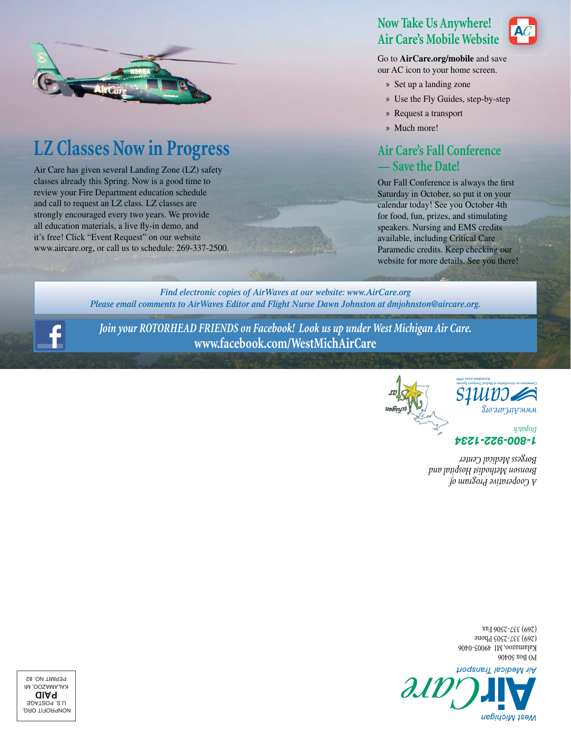## LZ Classes Now in Progress

Air Care has given several Landing Zone (LZ) safety classes already this Spring. Now is a good time to review your Fire Department education schedule and call to request an LZ class. LZ classes are strongly encouraged every two years. We provide all education materials, a live fly-in demo, and it's free! Click "Event Request" on our website www.aircare.org, or call us to schedule: 269-337-2500.

## Now Take Us Anywhere! Air Care's Mobile Website

Go to **AirCare.org/mobile** and save our AC icon to your home screen.

- Set up a landing zone
- Use the Fly Guides, step-by-step
- Request a transport
- Much more!

## Air Care's Fall Conference — Save the Date!

Our Fall Conference is always the first Saturday in October, so put it on your calendar today! See you October 4th for food, fun, prizes, and stimulating speakers. Nursing and EMS credits available, including Critical Care Paramedic credits. Keep checking our website for more details. See you there!

*Find electronic copies of AirWaves at our website: www.AirCare.org*
*Please email comments to AirWaves Editor and Flight Nurse Dawn Johnston at dmjohnston@aircare.org.*

*Join your ROTORHEAD FRIENDS on Facebook! Look us up under West Michigan Air Care.*
**www.facebook.com/WestMichAirCare**

*A Cooperative Program of Bronson Methodist Hospital and Borgess Medical Center*

**1-800-922-1234**
*Dispatch*

*www.AirCare.org*

CAMTS — Commission on Accreditation of Medical Transport Systems — Accredited since 1995

West Michigan
AirCare
*Air Medical Transport*

PO Box 50406
Kalamazoo, MI 49005-0406
(269) 337-2505 Phone
(269) 337-2506 Fax

NONPROFIT ORG.
U.S. POSTAGE
**PAID**
KALAMAZOO, MI
PERMIT NO. 82